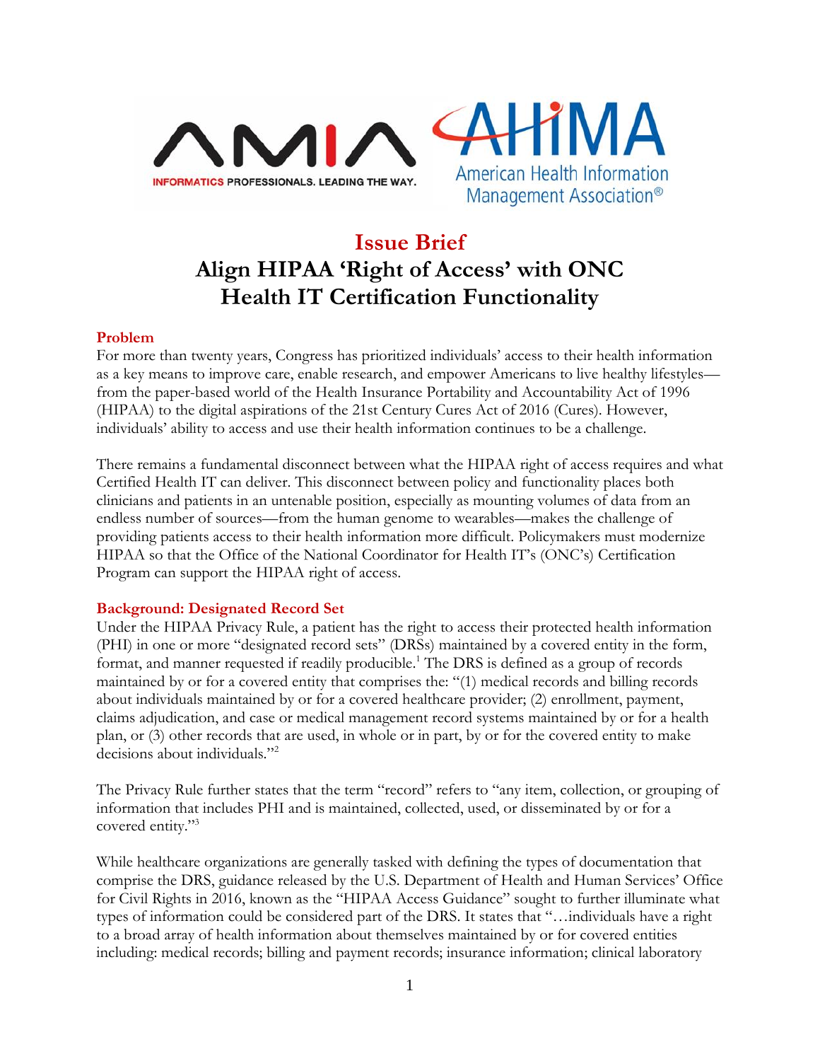# Issue Brief

# Align HIPAA 'Right of Access' with ONC Health IT Certification Functionality

## Problem

For more than twenty years, Congress has prioritized individuals' access to their health information as a key means to improve care, enable research, and empower Americans to live healthy lifestyles—from the paper-based world of the Health Insurance Portability and Accountability Act of 1996 (HIPAA) to the digital aspirations of the 21st Century Cures Act of 2016 (Cures). However, individuals' ability to access and use their health information continues to be a challenge.

There remains a fundamental disconnect between what the HIPAA right of access requires and what Certified Health IT can deliver. This disconnect between policy and functionality places both clinicians and patients in an untenable position, especially as mounting volumes of data from an endless number of sources—from the human genome to wearables—makes the challenge of providing patients access to their health information more difficult. Policymakers must modernize HIPAA so that the Office of the National Coordinator for Health IT's (ONC's) Certification Program can support the HIPAA right of access.

## Background: Designated Record Set

Under the HIPAA Privacy Rule, a patient has the right to access their protected health information (PHI) in one or more "designated record sets" (DRSs) maintained by a covered entity in the form, format, and manner requested if readily producible.[1] The DRS is defined as a group of records maintained by or for a covered entity that comprises the: "(1) medical records and billing records about individuals maintained by or for a covered healthcare provider; (2) enrollment, payment, claims adjudication, and case or medical management record systems maintained by or for a health plan, or (3) other records that are used, in whole or in part, by or for the covered entity to make decisions about individuals."[2]

The Privacy Rule further states that the term "record" refers to "any item, collection, or grouping of information that includes PHI and is maintained, collected, used, or disseminated by or for a covered entity."[3]

While healthcare organizations are generally tasked with defining the types of documentation that comprise the DRS, guidance released by the U.S. Department of Health and Human Services' Office for Civil Rights in 2016, known as the "HIPAA Access Guidance" sought to further illuminate what types of information could be considered part of the DRS. It states that "…individuals have a right to a broad array of health information about themselves maintained by or for covered entities including: medical records; billing and payment records; insurance information; clinical laboratory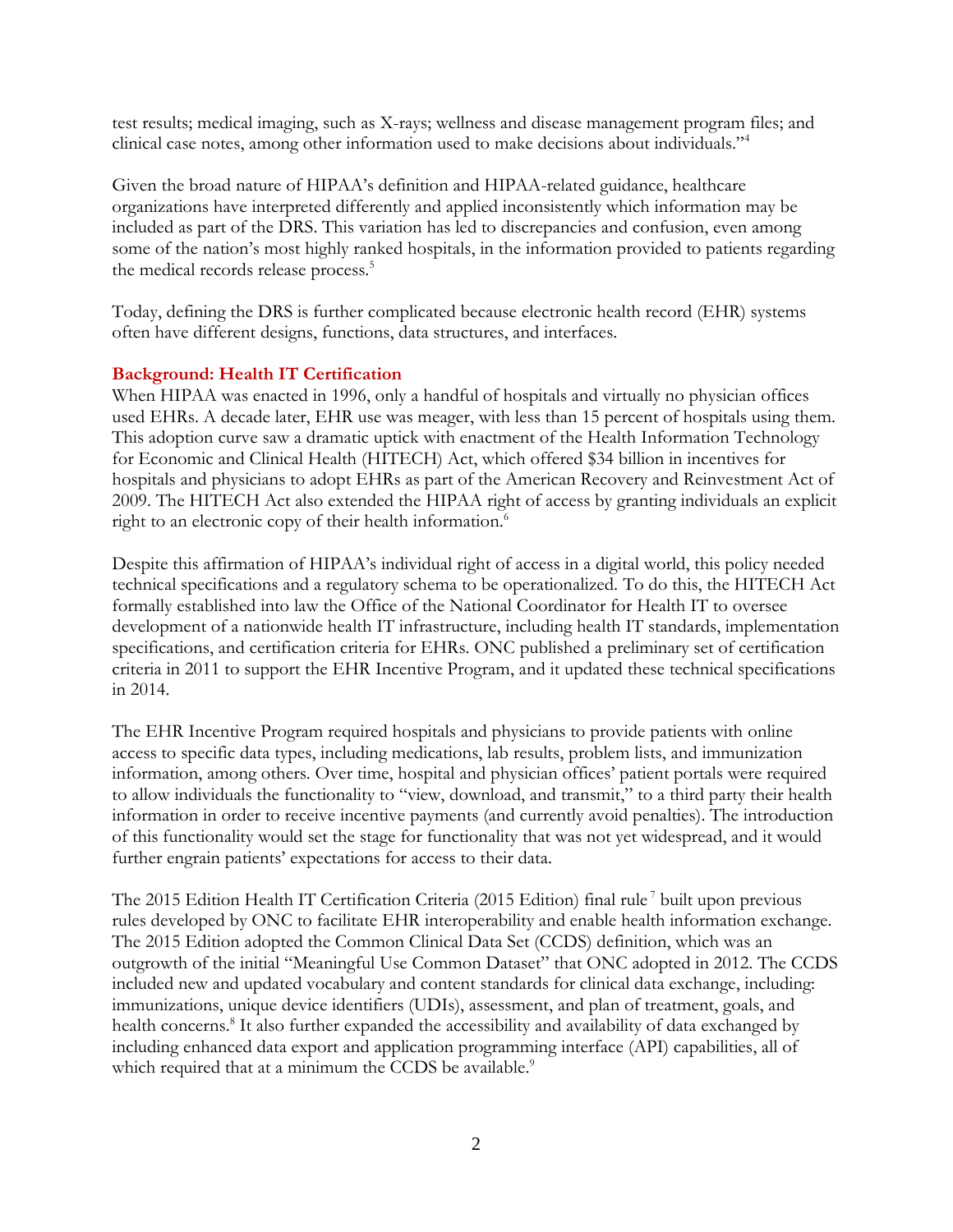test results; medical imaging, such as X-rays; wellness and disease management program files; and clinical case notes, among other information used to make decisions about individuals."[4]

Given the broad nature of HIPAA's definition and HIPAA-related guidance, healthcare organizations have interpreted differently and applied inconsistently which information may be included as part of the DRS. This variation has led to discrepancies and confusion, even among some of the nation's most highly ranked hospitals, in the information provided to patients regarding the medical records release process.[5]

Today, defining the DRS is further complicated because electronic health record (EHR) systems often have different designs, functions, data structures, and interfaces.

### Background: Health IT Certification

When HIPAA was enacted in 1996, only a handful of hospitals and virtually no physician offices used EHRs. A decade later, EHR use was meager, with less than 15 percent of hospitals using them. This adoption curve saw a dramatic uptick with enactment of the Health Information Technology for Economic and Clinical Health (HITECH) Act, which offered $34 billion in incentives for hospitals and physicians to adopt EHRs as part of the American Recovery and Reinvestment Act of 2009. The HITECH Act also extended the HIPAA right of access by granting individuals an explicit right to an electronic copy of their health information.[6]

Despite this affirmation of HIPAA's individual right of access in a digital world, this policy needed technical specifications and a regulatory schema to be operationalized. To do this, the HITECH Act formally established into law the Office of the National Coordinator for Health IT to oversee development of a nationwide health IT infrastructure, including health IT standards, implementation specifications, and certification criteria for EHRs. ONC published a preliminary set of certification criteria in 2011 to support the EHR Incentive Program, and it updated these technical specifications in 2014.

The EHR Incentive Program required hospitals and physicians to provide patients with online access to specific data types, including medications, lab results, problem lists, and immunization information, among others. Over time, hospital and physician offices' patient portals were required to allow individuals the functionality to "view, download, and transmit," to a third party their health information in order to receive incentive payments (and currently avoid penalties). The introduction of this functionality would set the stage for functionality that was not yet widespread, and it would further engrain patients' expectations for access to their data.

The 2015 Edition Health IT Certification Criteria (2015 Edition) final rule[7] built upon previous rules developed by ONC to facilitate EHR interoperability and enable health information exchange. The 2015 Edition adopted the Common Clinical Data Set (CCDS) definition, which was an outgrowth of the initial "Meaningful Use Common Dataset" that ONC adopted in 2012. The CCDS included new and updated vocabulary and content standards for clinical data exchange, including: immunizations, unique device identifiers (UDIs), assessment, and plan of treatment, goals, and health concerns.[8] It also further expanded the accessibility and availability of data exchanged by including enhanced data export and application programming interface (API) capabilities, all of which required that at a minimum the CCDS be available.[9]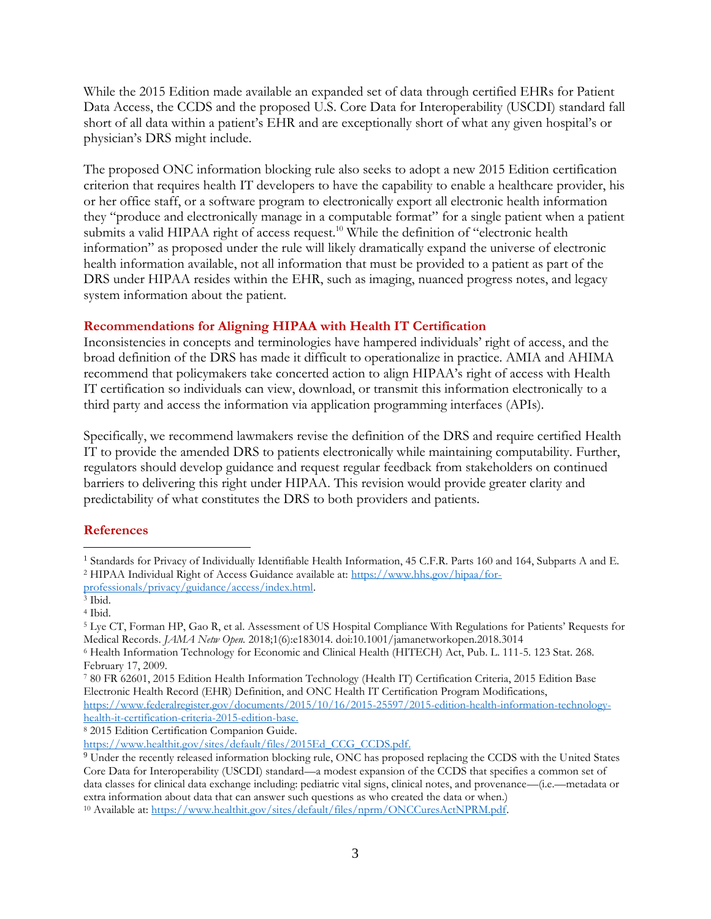While the 2015 Edition made available an expanded set of data through certified EHRs for Patient Data Access, the CCDS and the proposed U.S. Core Data for Interoperability (USCDI) standard fall short of all data within a patient's EHR and are exceptionally short of what any given hospital's or physician's DRS might include.

The proposed ONC information blocking rule also seeks to adopt a new 2015 Edition certification criterion that requires health IT developers to have the capability to enable a healthcare provider, his or her office staff, or a software program to electronically export all electronic health information they "produce and electronically manage in a computable format" for a single patient when a patient submits a valid HIPAA right of access request.[10] While the definition of "electronic health information" as proposed under the rule will likely dramatically expand the universe of electronic health information available, not all information that must be provided to a patient as part of the DRS under HIPAA resides within the EHR, such as imaging, nuanced progress notes, and legacy system information about the patient.

## Recommendations for Aligning HIPAA with Health IT Certification

Inconsistencies in concepts and terminologies have hampered individuals' right of access, and the broad definition of the DRS has made it difficult to operationalize in practice. AMIA and AHIMA recommend that policymakers take concerted action to align HIPAA's right of access with Health IT certification so individuals can view, download, or transmit this information electronically to a third party and access the information via application programming interfaces (APIs).

Specifically, we recommend lawmakers revise the definition of the DRS and require certified Health IT to provide the amended DRS to patients electronically while maintaining computability. Further, regulators should develop guidance and request regular feedback from stakeholders on continued barriers to delivering this right under HIPAA. This revision would provide greater clarity and predictability of what constitutes the DRS to both providers and patients.

## References

[1] Standards for Privacy of Individually Identifiable Health Information, 45 C.F.R. Parts 160 and 164, Subparts A and E.

[2] HIPAA Individual Right of Access Guidance available at: https://www.hhs.gov/hipaa/for-professionals/privacy/guidance/access/index.html.

[3] Ibid.

[4] Ibid.

[5] Lye CT, Forman HP, Gao R, et al. Assessment of US Hospital Compliance With Regulations for Patients' Requests for Medical Records. *JAMA Netw Open.* 2018;1(6):e183014. doi:10.1001/jamanetworkopen.2018.3014

[6] Health Information Technology for Economic and Clinical Health (HITECH) Act, Pub. L. 111-5. 123 Stat. 268. February 17, 2009.

[7] 80 FR 62601, 2015 Edition Health Information Technology (Health IT) Certification Criteria, 2015 Edition Base Electronic Health Record (EHR) Definition, and ONC Health IT Certification Program Modifications, https://www.federalregister.gov/documents/2015/10/16/2015-25597/2015-edition-health-information-technology-health-it-certification-criteria-2015-edition-base.

[8] 2015 Edition Certification Companion Guide. https://www.healthit.gov/sites/default/files/2015Ed_CCG_CCDS.pdf.

[9] Under the recently released information blocking rule, ONC has proposed replacing the CCDS with the United States Core Data for Interoperability (USCDI) standard—a modest expansion of the CCDS that specifies a common set of data classes for clinical data exchange including: pediatric vital signs, clinical notes, and provenance—(i.e.—metadata or extra information about data that can answer such questions as who created the data or when.)

[10] Available at: https://www.healthit.gov/sites/default/files/nprm/ONCCuresActNPRM.pdf.